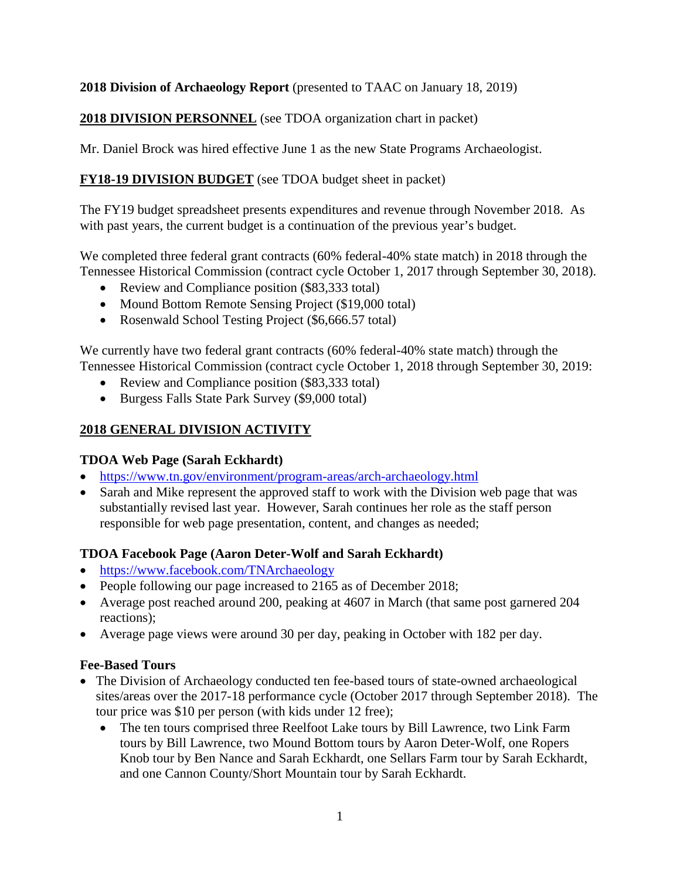**2018 Division of Archaeology Report** (presented to TAAC on January 18, 2019)

**2018 DIVISION PERSONNEL** (see TDOA organization chart in packet)

Mr. Daniel Brock was hired effective June 1 as the new State Programs Archaeologist.

**FY18-19 DIVISION BUDGET** (see TDOA budget sheet in packet)

The FY19 budget spreadsheet presents expenditures and revenue through November 2018. As with past years, the current budget is a continuation of the previous year's budget.

We completed three federal grant contracts (60% federal-40% state match) in 2018 through the Tennessee Historical Commission (contract cycle October 1, 2017 through September 30, 2018).

- Review and Compliance position ($83,333 total)
- Mound Bottom Remote Sensing Project ($19,000 total)
- Rosenwald School Testing Project ($6,666.57 total)

We currently have two federal grant contracts (60% federal-40% state match) through the Tennessee Historical Commission (contract cycle October 1, 2018 through September 30, 2019:

- Review and Compliance position ($83,333 total)
- Burgess Falls State Park Survey ($9,000 total)

**2018 GENERAL DIVISION ACTIVITY**

**TDOA Web Page (Sarah Eckhardt)**

- https://www.tn.gov/environment/program-areas/arch-archaeology.html
- Sarah and Mike represent the approved staff to work with the Division web page that was substantially revised last year. However, Sarah continues her role as the staff person responsible for web page presentation, content, and changes as needed;

**TDOA Facebook Page (Aaron Deter-Wolf and Sarah Eckhardt)**

- https://www.facebook.com/TNArchaeology
- People following our page increased to 2165 as of December 2018;
- Average post reached around 200, peaking at 4607 in March (that same post garnered 204 reactions);
- Average page views were around 30 per day, peaking in October with 182 per day.

**Fee-Based Tours**

- The Division of Archaeology conducted ten fee-based tours of state-owned archaeological sites/areas over the 2017-18 performance cycle (October 2017 through September 2018). The tour price was $10 per person (with kids under 12 free);
  - The ten tours comprised three Reelfoot Lake tours by Bill Lawrence, two Link Farm tours by Bill Lawrence, two Mound Bottom tours by Aaron Deter-Wolf, one Ropers Knob tour by Ben Nance and Sarah Eckhardt, one Sellars Farm tour by Sarah Eckhardt, and one Cannon County/Short Mountain tour by Sarah Eckhardt.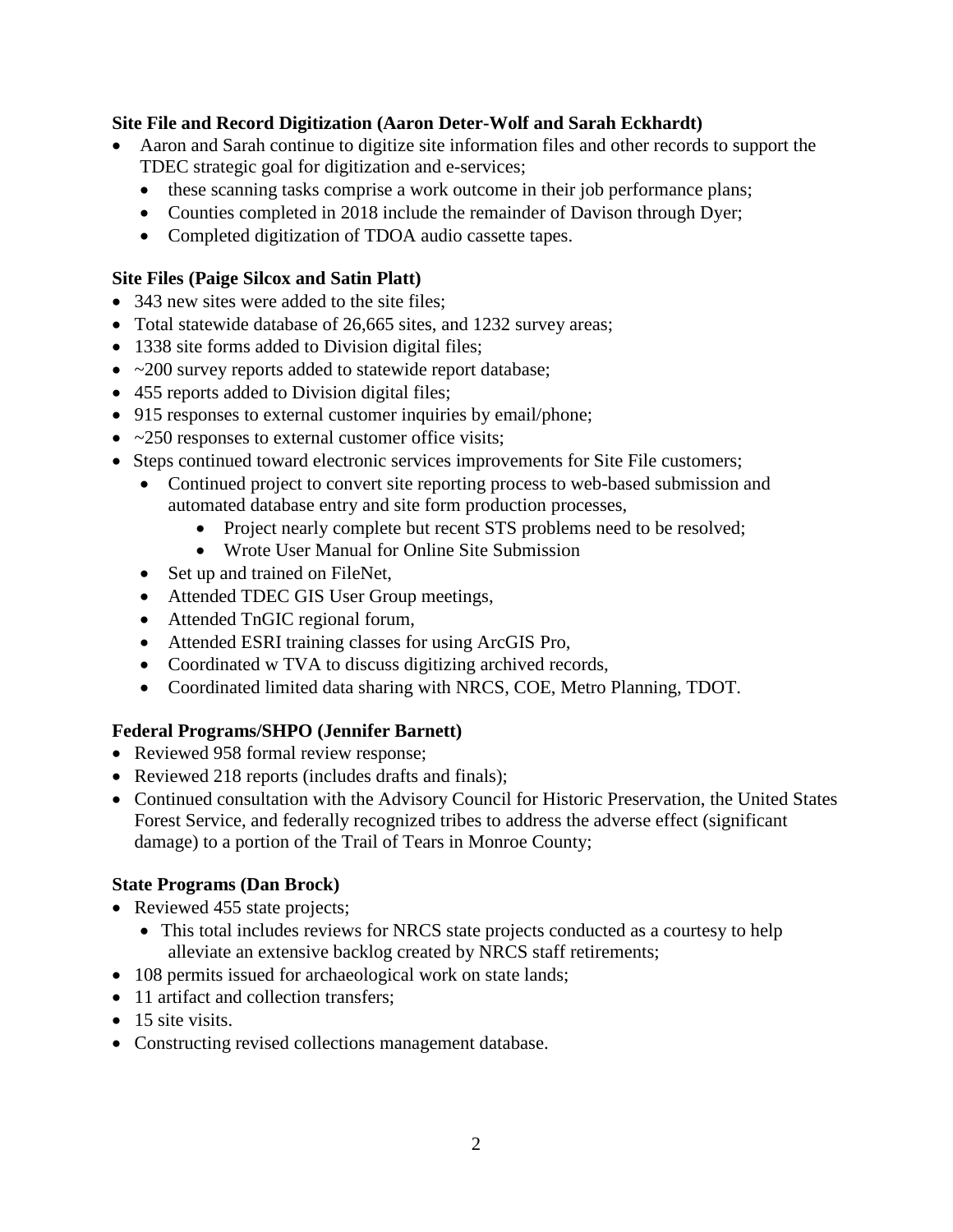**Site File and Record Digitization (Aaron Deter-Wolf and Sarah Eckhardt)**

- Aaron and Sarah continue to digitize site information files and other records to support the TDEC strategic goal for digitization and e-services;
  - these scanning tasks comprise a work outcome in their job performance plans;
  - Counties completed in 2018 include the remainder of Davison through Dyer;
  - Completed digitization of TDOA audio cassette tapes.

**Site Files (Paige Silcox and Satin Platt)**

- 343 new sites were added to the site files;
- Total statewide database of 26,665 sites, and 1232 survey areas;
- 1338 site forms added to Division digital files;
- ~200 survey reports added to statewide report database;
- 455 reports added to Division digital files;
- 915 responses to external customer inquiries by email/phone;
- ~250 responses to external customer office visits;
- Steps continued toward electronic services improvements for Site File customers;
  - Continued project to convert site reporting process to web-based submission and automated database entry and site form production processes,
    - Project nearly complete but recent STS problems need to be resolved;
    - Wrote User Manual for Online Site Submission
  - Set up and trained on FileNet,
  - Attended TDEC GIS User Group meetings,
  - Attended TnGIC regional forum,
  - Attended ESRI training classes for using ArcGIS Pro,
  - Coordinated w TVA to discuss digitizing archived records,
  - Coordinated limited data sharing with NRCS, COE, Metro Planning, TDOT.

**Federal Programs/SHPO (Jennifer Barnett)**

- Reviewed 958 formal review response;
- Reviewed 218 reports (includes drafts and finals);
- Continued consultation with the Advisory Council for Historic Preservation, the United States Forest Service, and federally recognized tribes to address the adverse effect (significant damage) to a portion of the Trail of Tears in Monroe County;

**State Programs (Dan Brock)**

- Reviewed 455 state projects;
  - This total includes reviews for NRCS state projects conducted as a courtesy to help alleviate an extensive backlog created by NRCS staff retirements;
- 108 permits issued for archaeological work on state lands;
- 11 artifact and collection transfers;
- 15 site visits.
- Constructing revised collections management database.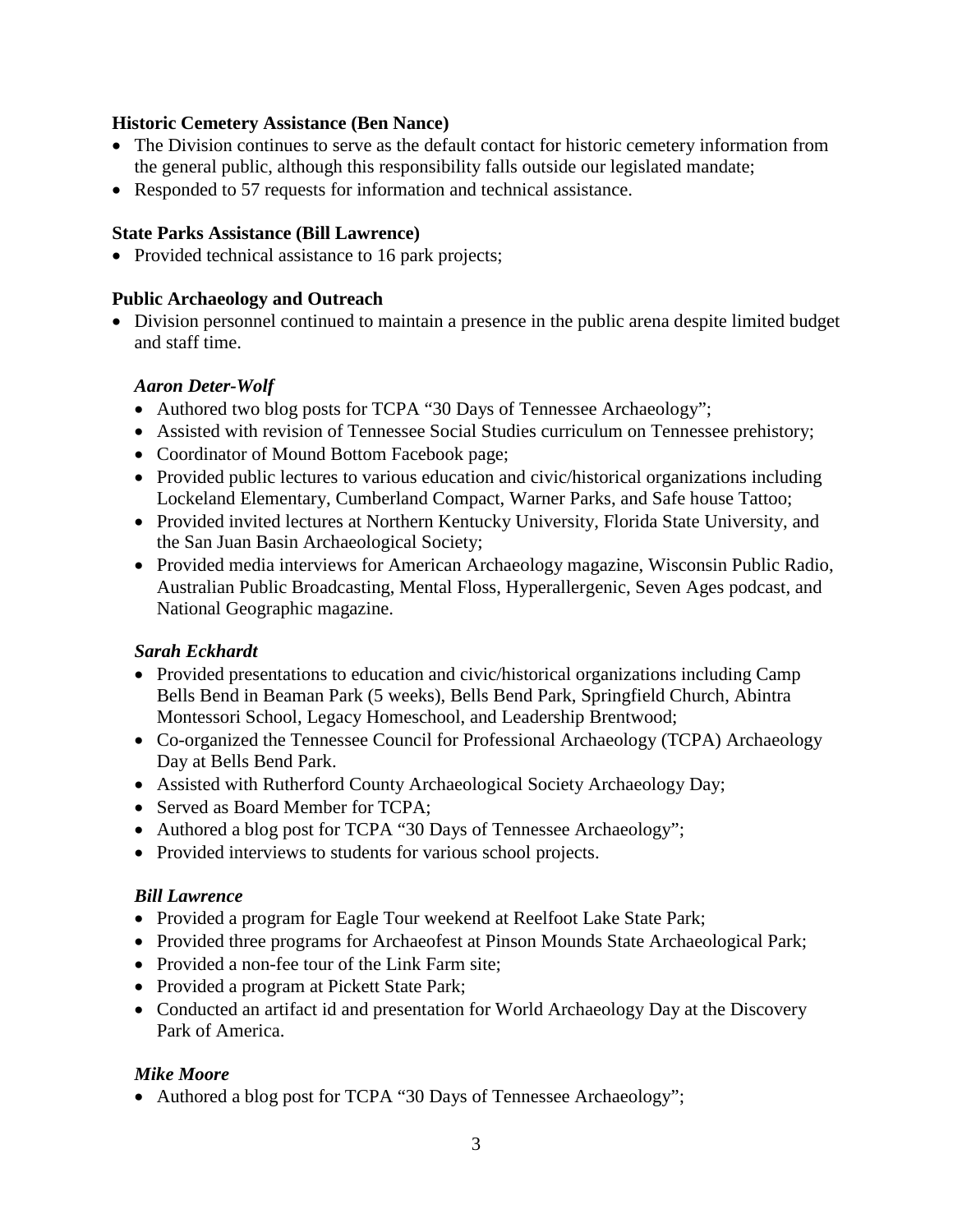**Historic Cemetery Assistance (Ben Nance)**

- The Division continues to serve as the default contact for historic cemetery information from the general public, although this responsibility falls outside our legislated mandate;
- Responded to 57 requests for information and technical assistance.

**State Parks Assistance (Bill Lawrence)**

- Provided technical assistance to 16 park projects;

**Public Archaeology and Outreach**

- Division personnel continued to maintain a presence in the public arena despite limited budget and staff time.

***Aaron Deter-Wolf***

- Authored two blog posts for TCPA "30 Days of Tennessee Archaeology";
- Assisted with revision of Tennessee Social Studies curriculum on Tennessee prehistory;
- Coordinator of Mound Bottom Facebook page;
- Provided public lectures to various education and civic/historical organizations including Lockeland Elementary, Cumberland Compact, Warner Parks, and Safe house Tattoo;
- Provided invited lectures at Northern Kentucky University, Florida State University, and the San Juan Basin Archaeological Society;
- Provided media interviews for American Archaeology magazine, Wisconsin Public Radio, Australian Public Broadcasting, Mental Floss, Hyperallergenic, Seven Ages podcast, and National Geographic magazine.

***Sarah Eckhardt***

- Provided presentations to education and civic/historical organizations including Camp Bells Bend in Beaman Park (5 weeks), Bells Bend Park, Springfield Church, Abintra Montessori School, Legacy Homeschool, and Leadership Brentwood;
- Co-organized the Tennessee Council for Professional Archaeology (TCPA) Archaeology Day at Bells Bend Park.
- Assisted with Rutherford County Archaeological Society Archaeology Day;
- Served as Board Member for TCPA;
- Authored a blog post for TCPA "30 Days of Tennessee Archaeology";
- Provided interviews to students for various school projects.

***Bill Lawrence***

- Provided a program for Eagle Tour weekend at Reelfoot Lake State Park;
- Provided three programs for Archaeofest at Pinson Mounds State Archaeological Park;
- Provided a non-fee tour of the Link Farm site;
- Provided a program at Pickett State Park;
- Conducted an artifact id and presentation for World Archaeology Day at the Discovery Park of America.

***Mike Moore***

- Authored a blog post for TCPA "30 Days of Tennessee Archaeology";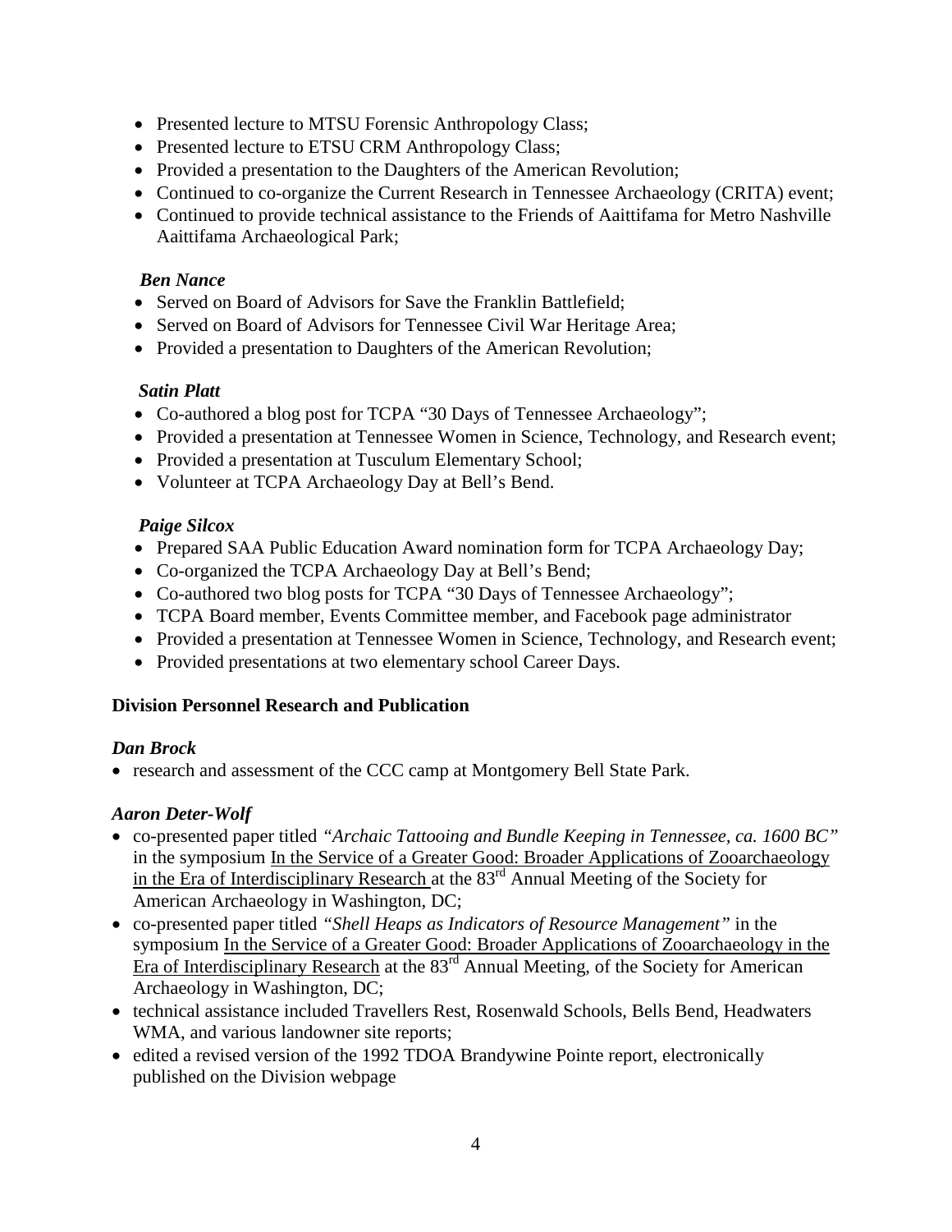- Presented lecture to MTSU Forensic Anthropology Class;
- Presented lecture to ETSU CRM Anthropology Class;
- Provided a presentation to the Daughters of the American Revolution;
- Continued to co-organize the Current Research in Tennessee Archaeology (CRITA) event;
- Continued to provide technical assistance to the Friends of Aaittifama for Metro Nashville Aaittifama Archaeological Park;

***Ben Nance***

- Served on Board of Advisors for Save the Franklin Battlefield;
- Served on Board of Advisors for Tennessee Civil War Heritage Area;
- Provided a presentation to Daughters of the American Revolution;

***Satin Platt***

- Co-authored a blog post for TCPA "30 Days of Tennessee Archaeology";
- Provided a presentation at Tennessee Women in Science, Technology, and Research event;
- Provided a presentation at Tusculum Elementary School;
- Volunteer at TCPA Archaeology Day at Bell's Bend.

***Paige Silcox***

- Prepared SAA Public Education Award nomination form for TCPA Archaeology Day;
- Co-organized the TCPA Archaeology Day at Bell's Bend;
- Co-authored two blog posts for TCPA "30 Days of Tennessee Archaeology";
- TCPA Board member, Events Committee member, and Facebook page administrator
- Provided a presentation at Tennessee Women in Science, Technology, and Research event;
- Provided presentations at two elementary school Career Days.

**Division Personnel Research and Publication**

***Dan Brock***

- research and assessment of the CCC camp at Montgomery Bell State Park.

***Aaron Deter-Wolf***

- co-presented paper titled *"Archaic Tattooing and Bundle Keeping in Tennessee, ca. 1600 BC"* in the symposium In the Service of a Greater Good: Broader Applications of Zooarchaeology in the Era of Interdisciplinary Research at the 83rd Annual Meeting of the Society for American Archaeology in Washington, DC;
- co-presented paper titled *"Shell Heaps as Indicators of Resource Management"* in the symposium In the Service of a Greater Good: Broader Applications of Zooarchaeology in the Era of Interdisciplinary Research at the 83rd Annual Meeting, of the Society for American Archaeology in Washington, DC;
- technical assistance included Travellers Rest, Rosenwald Schools, Bells Bend, Headwaters WMA, and various landowner site reports;
- edited a revised version of the 1992 TDOA Brandywine Pointe report, electronically published on the Division webpage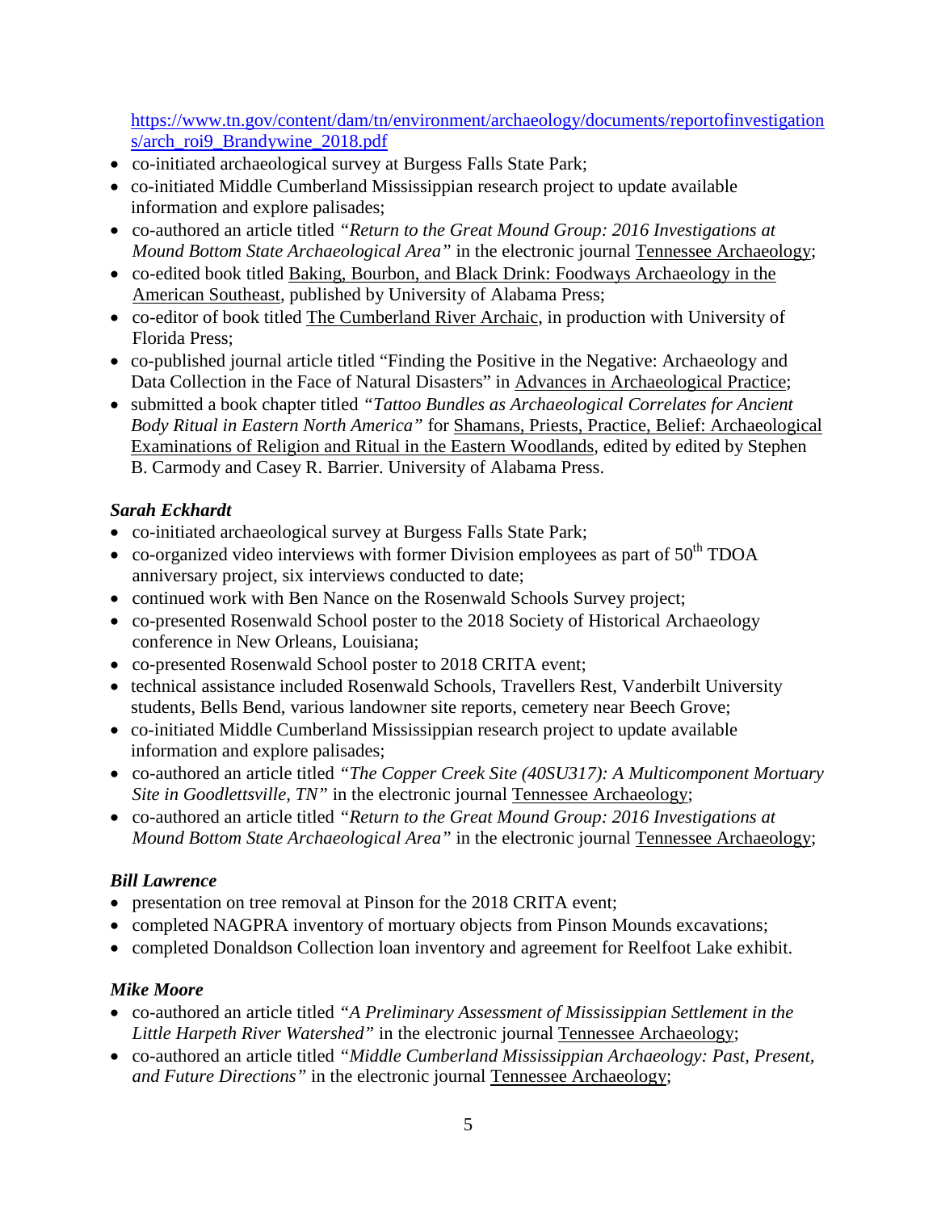https://www.tn.gov/content/dam/tn/environment/archaeology/documents/reportofinvestigations/arch_roi9_Brandywine_2018.pdf

- co-initiated archaeological survey at Burgess Falls State Park;
- co-initiated Middle Cumberland Mississippian research project to update available information and explore palisades;
- co-authored an article titled *"Return to the Great Mound Group: 2016 Investigations at Mound Bottom State Archaeological Area"* in the electronic journal Tennessee Archaeology;
- co-edited book titled Baking, Bourbon, and Black Drink: Foodways Archaeology in the American Southeast, published by University of Alabama Press;
- co-editor of book titled The Cumberland River Archaic, in production with University of Florida Press;
- co-published journal article titled "Finding the Positive in the Negative: Archaeology and Data Collection in the Face of Natural Disasters" in Advances in Archaeological Practice;
- submitted a book chapter titled *"Tattoo Bundles as Archaeological Correlates for Ancient Body Ritual in Eastern North America"* for Shamans, Priests, Practice, Belief: Archaeological Examinations of Religion and Ritual in the Eastern Woodlands, edited by edited by Stephen B. Carmody and Casey R. Barrier. University of Alabama Press.

***Sarah Eckhardt***

- co-initiated archaeological survey at Burgess Falls State Park;
- co-organized video interviews with former Division employees as part of 50th TDOA anniversary project, six interviews conducted to date;
- continued work with Ben Nance on the Rosenwald Schools Survey project;
- co-presented Rosenwald School poster to the 2018 Society of Historical Archaeology conference in New Orleans, Louisiana;
- co-presented Rosenwald School poster to 2018 CRITA event;
- technical assistance included Rosenwald Schools, Travellers Rest, Vanderbilt University students, Bells Bend, various landowner site reports, cemetery near Beech Grove;
- co-initiated Middle Cumberland Mississippian research project to update available information and explore palisades;
- co-authored an article titled *"The Copper Creek Site (40SU317): A Multicomponent Mortuary Site in Goodlettsville, TN"* in the electronic journal Tennessee Archaeology;
- co-authored an article titled *"Return to the Great Mound Group: 2016 Investigations at Mound Bottom State Archaeological Area"* in the electronic journal Tennessee Archaeology;

***Bill Lawrence***

- presentation on tree removal at Pinson for the 2018 CRITA event;
- completed NAGPRA inventory of mortuary objects from Pinson Mounds excavations;
- completed Donaldson Collection loan inventory and agreement for Reelfoot Lake exhibit.

***Mike Moore***

- co-authored an article titled *"A Preliminary Assessment of Mississippian Settlement in the Little Harpeth River Watershed"* in the electronic journal Tennessee Archaeology;
- co-authored an article titled *"Middle Cumberland Mississippian Archaeology: Past, Present, and Future Directions"* in the electronic journal Tennessee Archaeology;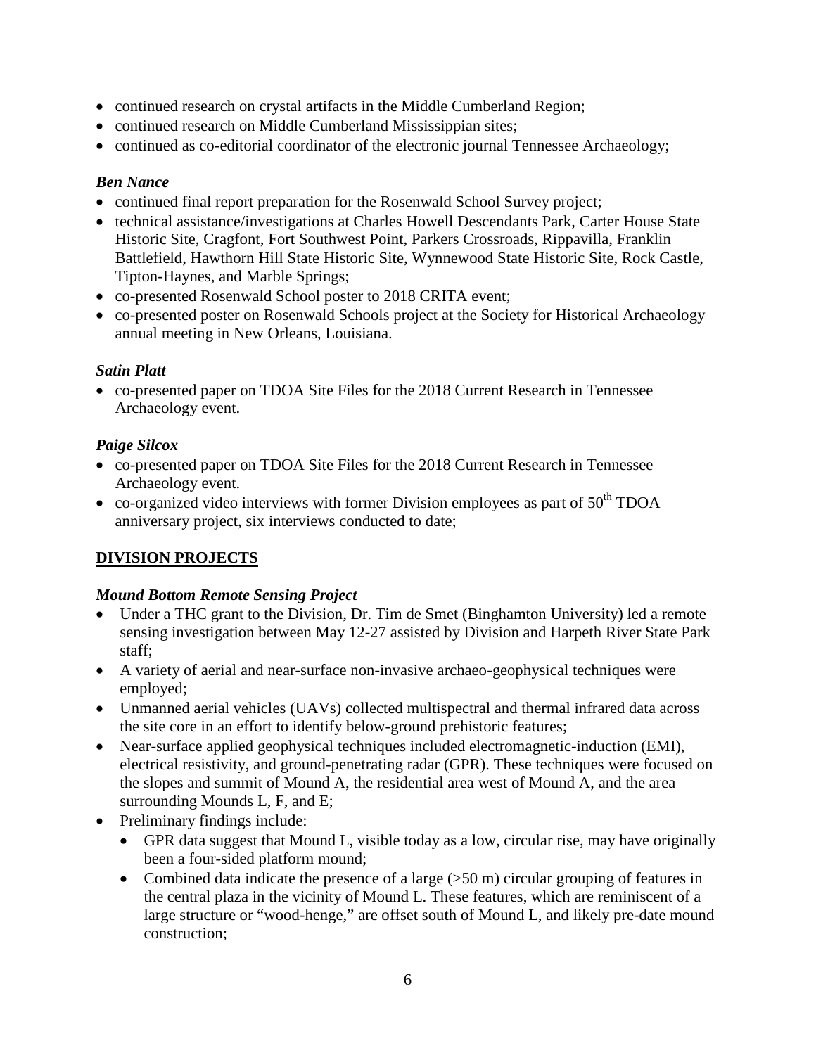- continued research on crystal artifacts in the Middle Cumberland Region;
- continued research on Middle Cumberland Mississippian sites;
- continued as co-editorial coordinator of the electronic journal Tennessee Archaeology;

### *Ben Nance*

- continued final report preparation for the Rosenwald School Survey project;
- technical assistance/investigations at Charles Howell Descendants Park, Carter House State Historic Site, Cragfont, Fort Southwest Point, Parkers Crossroads, Rippavilla, Franklin Battlefield, Hawthorn Hill State Historic Site, Wynnewood State Historic Site, Rock Castle, Tipton-Haynes, and Marble Springs;
- co-presented Rosenwald School poster to 2018 CRITA event;
- co-presented poster on Rosenwald Schools project at the Society for Historical Archaeology annual meeting in New Orleans, Louisiana.

### *Satin Platt*

- co-presented paper on TDOA Site Files for the 2018 Current Research in Tennessee Archaeology event.

### *Paige Silcox*

- co-presented paper on TDOA Site Files for the 2018 Current Research in Tennessee Archaeology event.
- co-organized video interviews with former Division employees as part of 50th TDOA anniversary project, six interviews conducted to date;

## DIVISION PROJECTS

### *Mound Bottom Remote Sensing Project*

- Under a THC grant to the Division, Dr. Tim de Smet (Binghamton University) led a remote sensing investigation between May 12-27 assisted by Division and Harpeth River State Park staff;
- A variety of aerial and near-surface non-invasive archaeo-geophysical techniques were employed;
- Unmanned aerial vehicles (UAVs) collected multispectral and thermal infrared data across the site core in an effort to identify below-ground prehistoric features;
- Near-surface applied geophysical techniques included electromagnetic-induction (EMI), electrical resistivity, and ground-penetrating radar (GPR). These techniques were focused on the slopes and summit of Mound A, the residential area west of Mound A, and the area surrounding Mounds L, F, and E;
- Preliminary findings include:
  - GPR data suggest that Mound L, visible today as a low, circular rise, may have originally been a four-sided platform mound;
  - Combined data indicate the presence of a large (>50 m) circular grouping of features in the central plaza in the vicinity of Mound L. These features, which are reminiscent of a large structure or "wood-henge," are offset south of Mound L, and likely pre-date mound construction;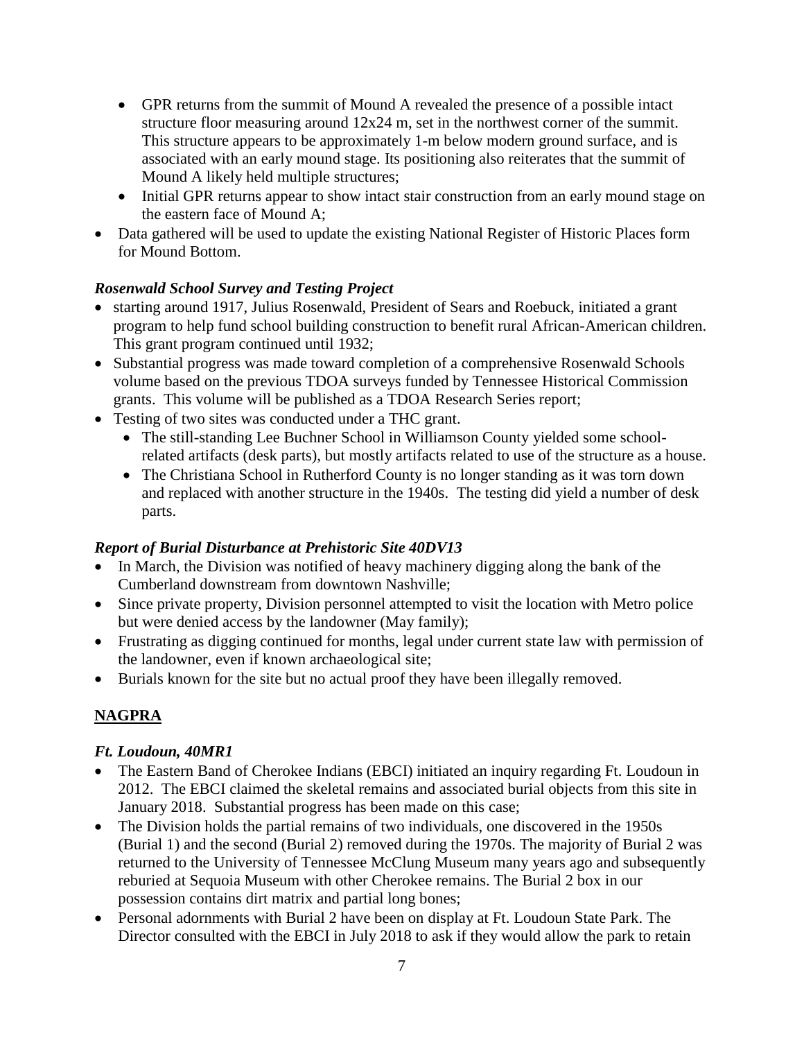- GPR returns from the summit of Mound A revealed the presence of a possible intact structure floor measuring around 12x24 m, set in the northwest corner of the summit. This structure appears to be approximately 1-m below modern ground surface, and is associated with an early mound stage. Its positioning also reiterates that the summit of Mound A likely held multiple structures;
  - Initial GPR returns appear to show intact stair construction from an early mound stage on the eastern face of Mound A;
- Data gathered will be used to update the existing National Register of Historic Places form for Mound Bottom.

***Rosenwald School Survey and Testing Project***

- starting around 1917, Julius Rosenwald, President of Sears and Roebuck, initiated a grant program to help fund school building construction to benefit rural African-American children. This grant program continued until 1932;
- Substantial progress was made toward completion of a comprehensive Rosenwald Schools volume based on the previous TDOA surveys funded by Tennessee Historical Commission grants. This volume will be published as a TDOA Research Series report;
- Testing of two sites was conducted under a THC grant.
  - The still-standing Lee Buchner School in Williamson County yielded some school-related artifacts (desk parts), but mostly artifacts related to use of the structure as a house.
  - The Christiana School in Rutherford County is no longer standing as it was torn down and replaced with another structure in the 1940s. The testing did yield a number of desk parts.

***Report of Burial Disturbance at Prehistoric Site 40DV13***

- In March, the Division was notified of heavy machinery digging along the bank of the Cumberland downstream from downtown Nashville;
- Since private property, Division personnel attempted to visit the location with Metro police but were denied access by the landowner (May family);
- Frustrating as digging continued for months, legal under current state law with permission of the landowner, even if known archaeological site;
- Burials known for the site but no actual proof they have been illegally removed.

## **NAGPRA**

***Ft. Loudoun, 40MR1***

- The Eastern Band of Cherokee Indians (EBCI) initiated an inquiry regarding Ft. Loudoun in 2012. The EBCI claimed the skeletal remains and associated burial objects from this site in January 2018. Substantial progress has been made on this case;
- The Division holds the partial remains of two individuals, one discovered in the 1950s (Burial 1) and the second (Burial 2) removed during the 1970s. The majority of Burial 2 was returned to the University of Tennessee McClung Museum many years ago and subsequently reburied at Sequoia Museum with other Cherokee remains. The Burial 2 box in our possession contains dirt matrix and partial long bones;
- Personal adornments with Burial 2 have been on display at Ft. Loudoun State Park. The Director consulted with the EBCI in July 2018 to ask if they would allow the park to retain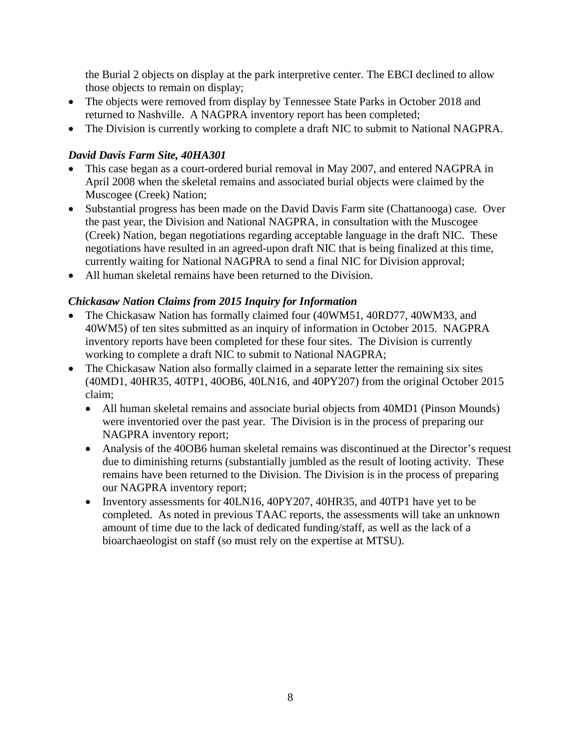the Burial 2 objects on display at the park interpretive center. The EBCI declined to allow those objects to remain on display;

- The objects were removed from display by Tennessee State Parks in October 2018 and returned to Nashville. A NAGPRA inventory report has been completed;
- The Division is currently working to complete a draft NIC to submit to National NAGPRA.

### *David Davis Farm Site, 40HA301*

- This case began as a court-ordered burial removal in May 2007, and entered NAGPRA in April 2008 when the skeletal remains and associated burial objects were claimed by the Muscogee (Creek) Nation;
- Substantial progress has been made on the David Davis Farm site (Chattanooga) case. Over the past year, the Division and National NAGPRA, in consultation with the Muscogee (Creek) Nation, began negotiations regarding acceptable language in the draft NIC. These negotiations have resulted in an agreed-upon draft NIC that is being finalized at this time, currently waiting for National NAGPRA to send a final NIC for Division approval;
- All human skeletal remains have been returned to the Division.

### *Chickasaw Nation Claims from 2015 Inquiry for Information*

- The Chickasaw Nation has formally claimed four (40WM51, 40RD77, 40WM33, and 40WM5) of ten sites submitted as an inquiry of information in October 2015. NAGPRA inventory reports have been completed for these four sites. The Division is currently working to complete a draft NIC to submit to National NAGPRA;
- The Chickasaw Nation also formally claimed in a separate letter the remaining six sites (40MD1, 40HR35, 40TP1, 40OB6, 40LN16, and 40PY207) from the original October 2015 claim;
  - All human skeletal remains and associate burial objects from 40MD1 (Pinson Mounds) were inventoried over the past year. The Division is in the process of preparing our NAGPRA inventory report;
  - Analysis of the 40OB6 human skeletal remains was discontinued at the Director's request due to diminishing returns (substantially jumbled as the result of looting activity. These remains have been returned to the Division. The Division is in the process of preparing our NAGPRA inventory report;
  - Inventory assessments for 40LN16, 40PY207, 40HR35, and 40TP1 have yet to be completed. As noted in previous TAAC reports, the assessments will take an unknown amount of time due to the lack of dedicated funding/staff, as well as the lack of a bioarchaeologist on staff (so must rely on the expertise at MTSU).